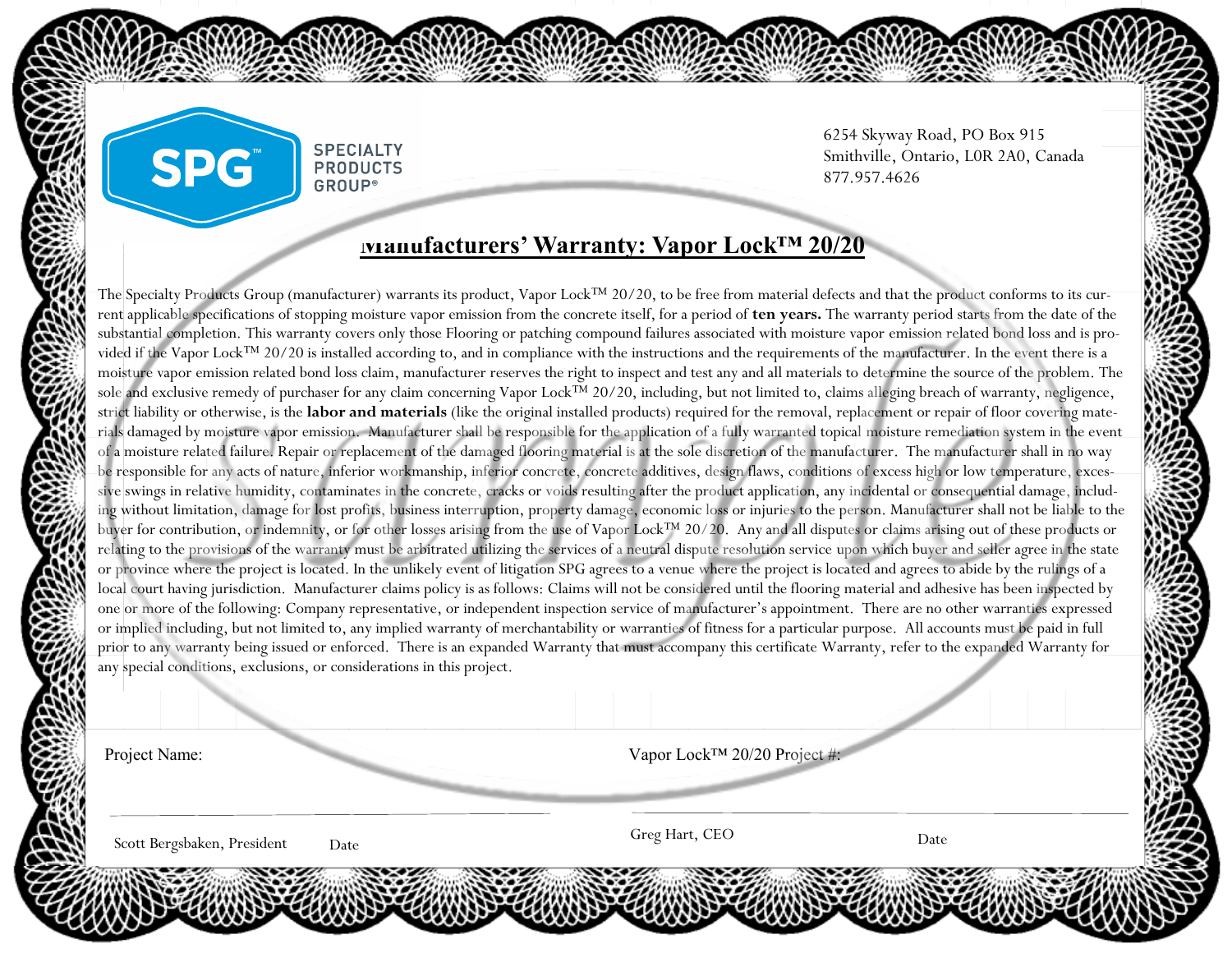SPECIALTY PRODUCTS GROUP®

6254 Skyway Road, PO Box 915
Smithville, Ontario, L0R 2A0, Canada
877.957.4626

# Manufacturers' Warranty: Vapor Lock™ 20/20

The Specialty Products Group (manufacturer) warrants its product, Vapor Lock™ 20/20, to be free from material defects and that the product conforms to its current applicable specifications of stopping moisture vapor emission from the concrete itself, for a period of **ten years.** The warranty period starts from the date of the substantial completion. This warranty covers only those Flooring or patching compound failures associated with moisture vapor emission related bond loss and is provided if the Vapor Lock™ 20/20 is installed according to, and in compliance with the instructions and the requirements of the manufacturer. In the event there is a moisture vapor emission related bond loss claim, manufacturer reserves the right to inspect and test any and all materials to determine the source of the problem. The sole and exclusive remedy of purchaser for any claim concerning Vapor Lock™ 20/20, including, but not limited to, claims alleging breach of warranty, negligence, strict liability or otherwise, is the **labor and materials** (like the original installed products) required for the removal, replacement or repair of floor covering materials damaged by moisture vapor emission. Manufacturer shall be responsible for the application of a fully warranted topical moisture remediation system in the event of a moisture related failure. Repair or replacement of the damaged flooring material is at the sole discretion of the manufacturer. The manufacturer shall in no way be responsible for any acts of nature, inferior workmanship, inferior concrete, concrete additives, design flaws, conditions of excess high or low temperature, excessive swings in relative humidity, contaminates in the concrete, cracks or voids resulting after the product application, any incidental or consequential damage, including without limitation, damage for lost profits, business interruption, property damage, economic loss or injuries to the person. Manufacturer shall not be liable to the buyer for contribution, or indemnity, or for other losses arising from the use of Vapor Lock™ 20/20. Any and all disputes or claims arising out of these products or relating to the provisions of the warranty must be arbitrated utilizing the services of a neutral dispute resolution service upon which buyer and seller agree in the state or province where the project is located. In the unlikely event of litigation SPG agrees to a venue where the project is located and agrees to abide by the rulings of a local court having jurisdiction. Manufacturer claims policy is as follows: Claims will not be considered until the flooring material and adhesive has been inspected by one or more of the following: Company representative, or independent inspection service of manufacturer's appointment. There are no other warranties expressed or implied including, but not limited to, any implied warranty of merchantability or warranties of fitness for a particular purpose. All accounts must be paid in full prior to any warranty being issued or enforced. There is an expanded Warranty that must accompany this certificate Warranty, refer to the expanded Warranty for any special conditions, exclusions, or considerations in this project.

Project Name:

Vapor Lock™ 20/20 Project #:

Scott Bergsbaken, President  Date

Greg Hart, CEO  Date

Sample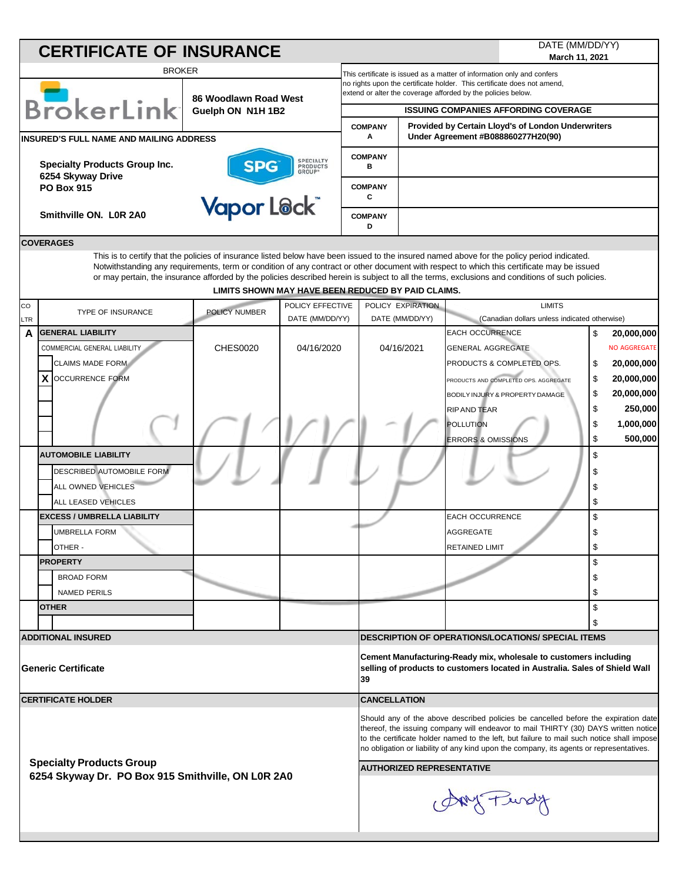# CERTIFICATE OF INSURANCE

DATE (MM/DD/YY)
**March 11, 2021**

BROKER

BrokerLink

**86 Woodlawn Road West**
**Guelph ON N1H 1B2**

This certificate is issued as a matter of information only and confers no rights upon the certificate holder. This certificate does not amend, extend or alter the coverage afforded by the policies below.

**INSURED'S FULL NAME AND MAILING ADDRESS**

**Specialty Products Group Inc.**
**6254 Skyway Drive**
**PO Box 915**

**Smithville ON. L0R 2A0**

SPG SPECIALTY PRODUCTS GROUP

Vapor Lock™

**ISSUING COMPANIES AFFORDING COVERAGE**

| | |
|---|---|
| **COMPANY A** | **Provided by Certain Lloyd's of London Underwriters Under Agreement #B088860277H20(90)** |
| **COMPANY B** | |
| **COMPANY C** | |
| **COMPANY D** | |

**COVERAGES**

This is to certify that the policies of insurance listed below have been issued to the insured named above for the policy period indicated. Notwithstanding any requirements, term or condition of any contract or other document with respect to which this certificate may be issued or may pertain, the insurance afforded by the policies described herein is subject to all the terms, exclusions and conditions of such policies.

**LIMITS SHOWN MAY HAVE BEEN REDUCED BY PAID CLAIMS.**

| CO LTR | TYPE OF INSURANCE | POLICY NUMBER | POLICY EFFECTIVE DATE (MM/DD/YY) | POLICY EXPIRATION DATE (MM/DD/YY) | LIMITS (Canadian dollars unless indicated otherwise) | |
|---|---|---|---|---|---|---|
| **A** | **GENERAL LIABILITY** | | | | EACH OCCURRENCE | $ **20,000,000** |
| | COMMERCIAL GENERAL LIABILITY | CHES0020 | 04/16/2020 | 04/16/2021 | GENERAL AGGREGATE | NO AGGREGATE |
| | CLAIMS MADE FORM | | | | PRODUCTS & COMPLETED OPS. | $ **20,000,000** |
| | X OCCURRENCE FORM | | | | PRODUCTS AND COMPLETED OPS. AGGREGATE | $ **20,000,000** |
| | | | | | BODILY INJURY & PROPERTY DAMAGE | $ **20,000,000** |
| | | | | | RIP AND TEAR | $ **250,000** |
| | | | | | POLLUTION | $ **1,000,000** |
| | | | | | ERRORS & OMISSIONS | $ **500,000** |
| | **AUTOMOBILE LIABILITY** | | | | | $ |
| | DESCRIBED AUTOMOBILE FORM | | | | | $ |
| | ALL OWNED VEHICLES | | | | | $ |
| | ALL LEASED VEHICLES | | | | | $ |
| | **EXCESS / UMBRELLA LIABILITY** | | | | EACH OCCURRENCE | $ |
| | UMBRELLA FORM | | | | AGGREGATE | $ |
| | OTHER - | | | | RETAINED LIMIT | $ |
| | **PROPERTY** | | | | | $ |
| | BROAD FORM | | | | | $ |
| | NAMED PERILS | | | | | $ |
| | **OTHER** | | | | | $ |
| | | | | | | $ |

**ADDITIONAL INSURED**

**Generic Certificate**

**DESCRIPTION OF OPERATIONS/LOCATIONS/ SPECIAL ITEMS**

**Cement Manufacturing-Ready mix, wholesale to customers including selling of products to customers located in Australia. Sales of Shield Wall 39**

**CERTIFICATE HOLDER**

**Specialty Products Group**
**6254 Skyway Dr. PO Box 915 Smithville, ON L0R 2A0**

**CANCELLATION**

Should any of the above described policies be cancelled before the expiration date thereof, the issuing company will endeavor to mail THIRTY (30) DAYS written notice to the certificate holder named to the left, but failure to mail such notice shall impose no obligation or liability of any kind upon the company, its agents or representatives.

**AUTHORIZED REPRESENTATIVE**

Amy Purdy